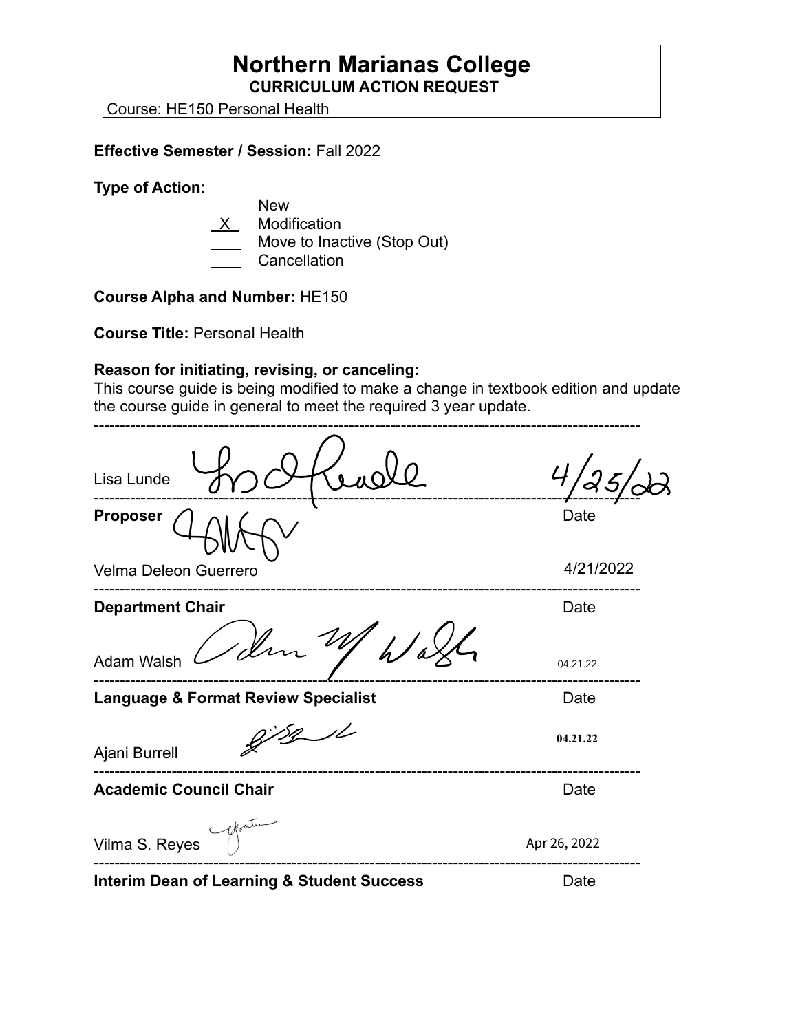# Northern Marianas College

**CURRICULUM ACTION REQUEST**

Course: HE150 Personal Health

**Effective Semester / Session:** Fall 2022

**Type of Action:**

- ____ New
- _X_ Modification
- ____ Move to Inactive (Stop Out)
- ____ Cancellation

**Course Alpha and Number:** HE150

**Course Title:** Personal Health

**Reason for initiating, revising, or canceling:**
This course guide is being modified to make a change in textbook edition and update the course guide in general to meet the required 3 year update.

---

Lisa Lunde 4/25/22

---

**Proposer** Date

Velma Deleon Guerrero 4/21/2022

---

**Department Chair** Date

Adam Walsh 04.21.22

---

**Language & Format Review Specialist** Date

Ajani Burrell 04.21.22

---

**Academic Council Chair** Date

Vilma S. Reyes Apr 26, 2022

---

**Interim Dean of Learning & Student Success** Date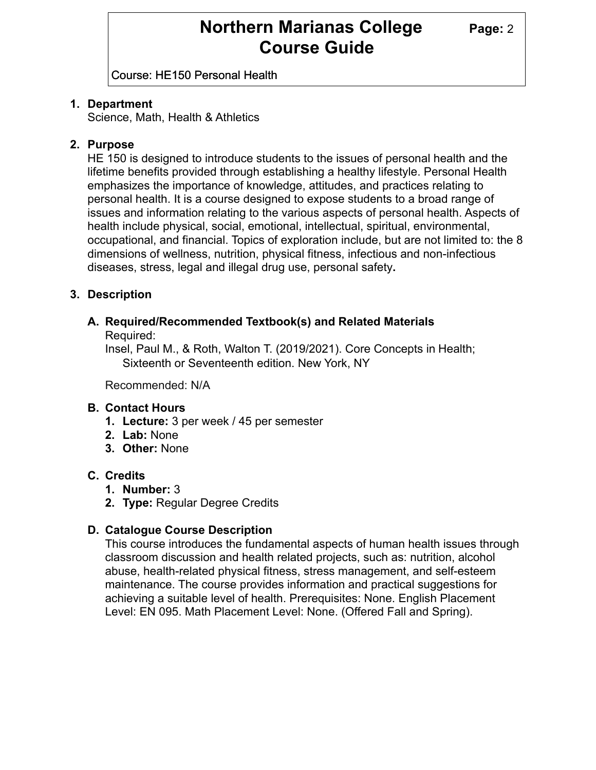## 1. Department

Science, Math, Health & Athletics

## 2. Purpose

HE 150 is designed to introduce students to the issues of personal health and the lifetime benefits provided through establishing a healthy lifestyle. Personal Health emphasizes the importance of knowledge, attitudes, and practices relating to personal health. It is a course designed to expose students to a broad range of issues and information relating to the various aspects of personal health. Aspects of health include physical, social, emotional, intellectual, spiritual, environmental, occupational, and financial. Topics of exploration include, but are not limited to: the 8 dimensions of wellness, nutrition, physical fitness, infectious and non-infectious diseases, stress, legal and illegal drug use, personal safety**.**

## 3. Description

### A. Required/Recommended Textbook(s) and Related Materials

Required:

Insel, Paul M., & Roth, Walton T. (2019/2021). Core Concepts in Health; Sixteenth or Seventeenth edition. New York, NY

Recommended: N/A

### B. Contact Hours

1. **Lecture:** 3 per week / 45 per semester
2. **Lab:** None
3. **Other:** None

### C. Credits

1. **Number:** 3
2. **Type:** Regular Degree Credits

### D. Catalogue Course Description

This course introduces the fundamental aspects of human health issues through classroom discussion and health related projects, such as: nutrition, alcohol abuse, health-related physical fitness, stress management, and self-esteem maintenance. The course provides information and practical suggestions for achieving a suitable level of health. Prerequisites: None. English Placement Level: EN 095. Math Placement Level: None. (Offered Fall and Spring).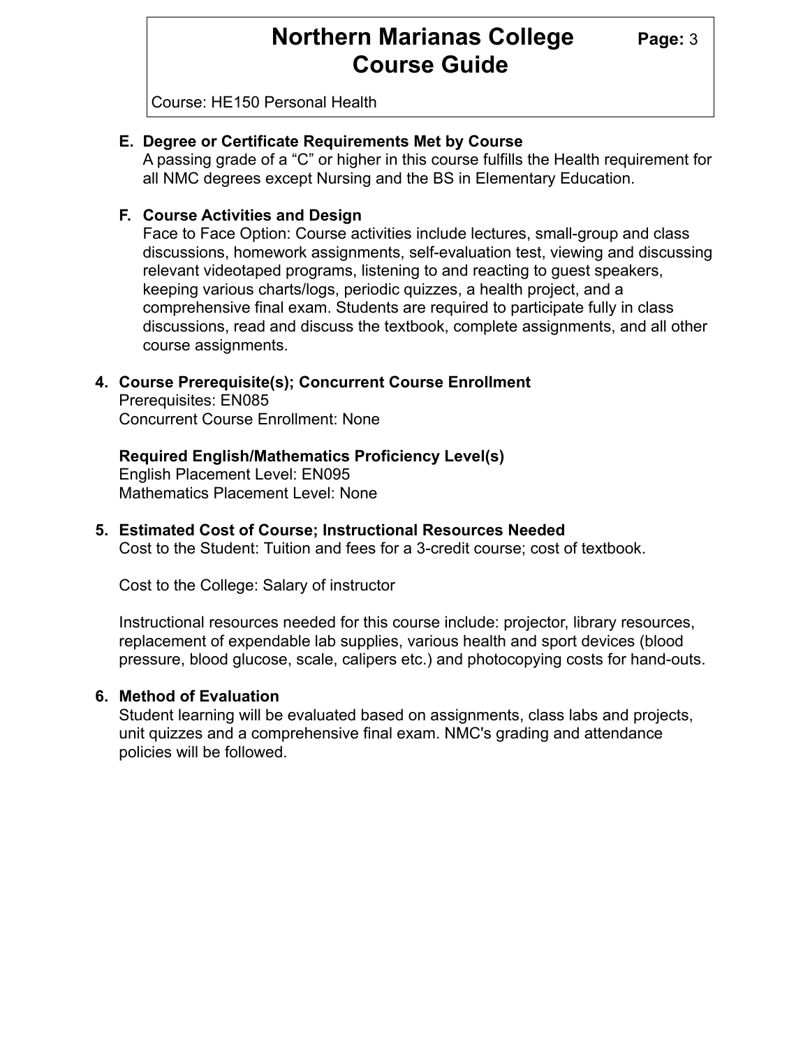### E. Degree or Certificate Requirements Met by Course

A passing grade of a "C" or higher in this course fulfills the Health requirement for all NMC degrees except Nursing and the BS in Elementary Education.

### F. Course Activities and Design

Face to Face Option: Course activities include lectures, small-group and class discussions, homework assignments, self-evaluation test, viewing and discussing relevant videotaped programs, listening to and reacting to guest speakers, keeping various charts/logs, periodic quizzes, a health project, and a comprehensive final exam. Students are required to participate fully in class discussions, read and discuss the textbook, complete assignments, and all other course assignments.

## 4. Course Prerequisite(s); Concurrent Course Enrollment

Prerequisites: EN085
Concurrent Course Enrollment: None

**Required English/Mathematics Proficiency Level(s)**
English Placement Level: EN095
Mathematics Placement Level: None

## 5. Estimated Cost of Course; Instructional Resources Needed

Cost to the Student: Tuition and fees for a 3-credit course; cost of textbook.

Cost to the College: Salary of instructor

Instructional resources needed for this course include: projector, library resources, replacement of expendable lab supplies, various health and sport devices (blood pressure, blood glucose, scale, calipers etc.) and photocopying costs for hand-outs.

## 6. Method of Evaluation

Student learning will be evaluated based on assignments, class labs and projects, unit quizzes and a comprehensive final exam. NMC's grading and attendance policies will be followed.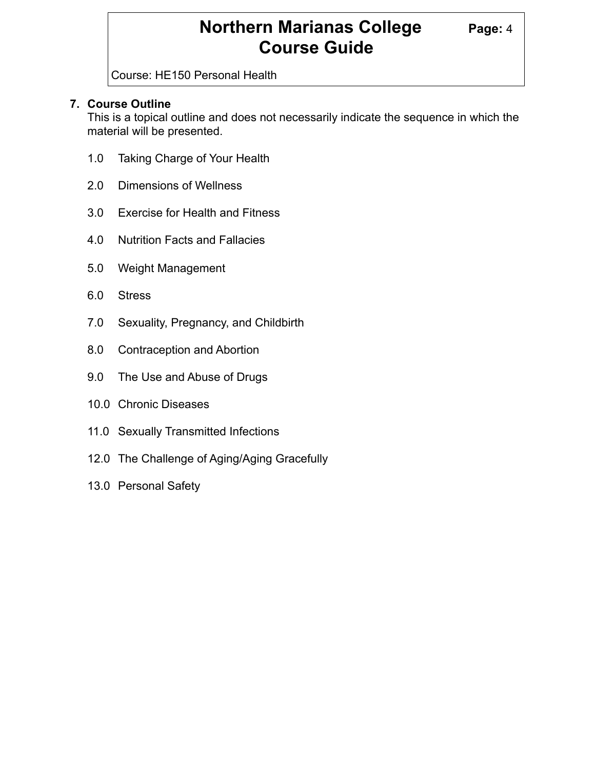## 7. Course Outline

This is a topical outline and does not necessarily indicate the sequence in which the material will be presented.

1.0 Taking Charge of Your Health

2.0 Dimensions of Wellness

3.0 Exercise for Health and Fitness

4.0 Nutrition Facts and Fallacies

5.0 Weight Management

6.0 Stress

7.0 Sexuality, Pregnancy, and Childbirth

8.0 Contraception and Abortion

9.0 The Use and Abuse of Drugs

10.0 Chronic Diseases

11.0 Sexually Transmitted Infections

12.0 The Challenge of Aging/Aging Gracefully

13.0 Personal Safety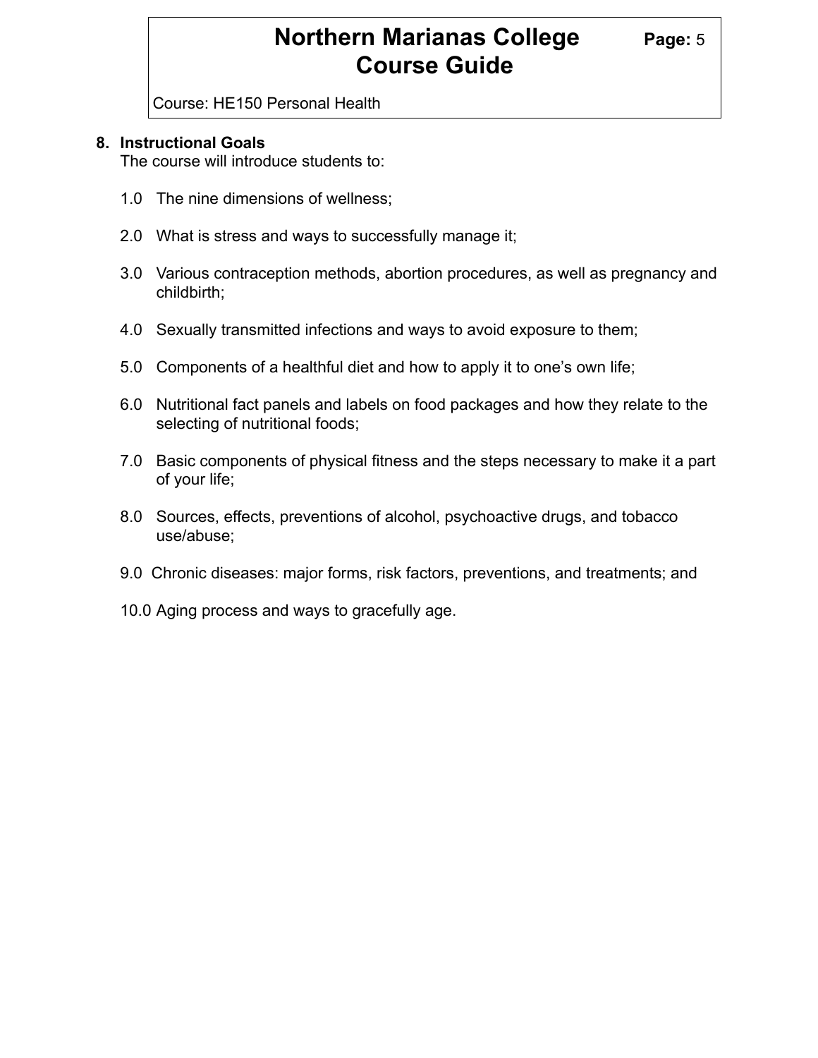## 8. Instructional Goals

The course will introduce students to:

1.0 The nine dimensions of wellness;

2.0 What is stress and ways to successfully manage it;

3.0 Various contraception methods, abortion procedures, as well as pregnancy and childbirth;

4.0 Sexually transmitted infections and ways to avoid exposure to them;

5.0 Components of a healthful diet and how to apply it to one's own life;

6.0 Nutritional fact panels and labels on food packages and how they relate to the selecting of nutritional foods;

7.0 Basic components of physical fitness and the steps necessary to make it a part of your life;

8.0 Sources, effects, preventions of alcohol, psychoactive drugs, and tobacco use/abuse;

9.0 Chronic diseases: major forms, risk factors, preventions, and treatments; and

10.0 Aging process and ways to gracefully age.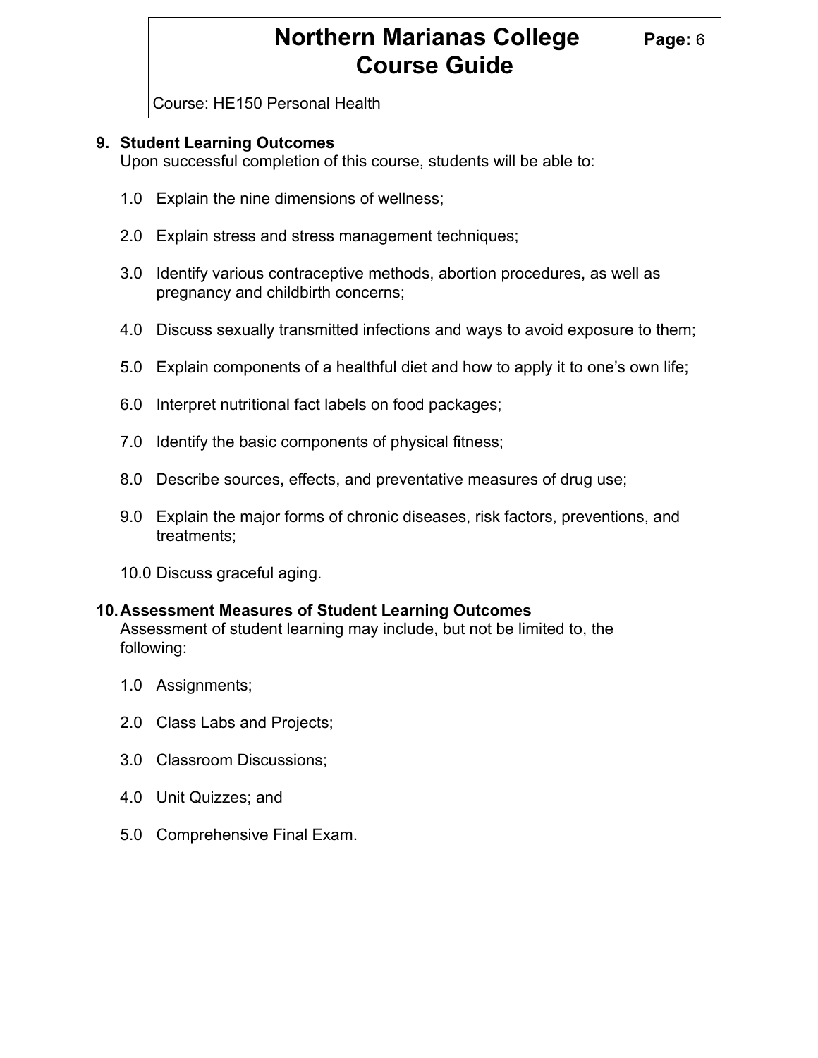## 9. Student Learning Outcomes

Upon successful completion of this course, students will be able to:

1.0 Explain the nine dimensions of wellness;

2.0 Explain stress and stress management techniques;

3.0 Identify various contraceptive methods, abortion procedures, as well as pregnancy and childbirth concerns;

4.0 Discuss sexually transmitted infections and ways to avoid exposure to them;

5.0 Explain components of a healthful diet and how to apply it to one's own life;

6.0 Interpret nutritional fact labels on food packages;

7.0 Identify the basic components of physical fitness;

8.0 Describe sources, effects, and preventative measures of drug use;

9.0 Explain the major forms of chronic diseases, risk factors, preventions, and treatments;

10.0 Discuss graceful aging.

## 10. Assessment Measures of Student Learning Outcomes

Assessment of student learning may include, but not be limited to, the following:

1.0 Assignments;

2.0 Class Labs and Projects;

3.0 Classroom Discussions;

4.0 Unit Quizzes; and

5.0 Comprehensive Final Exam.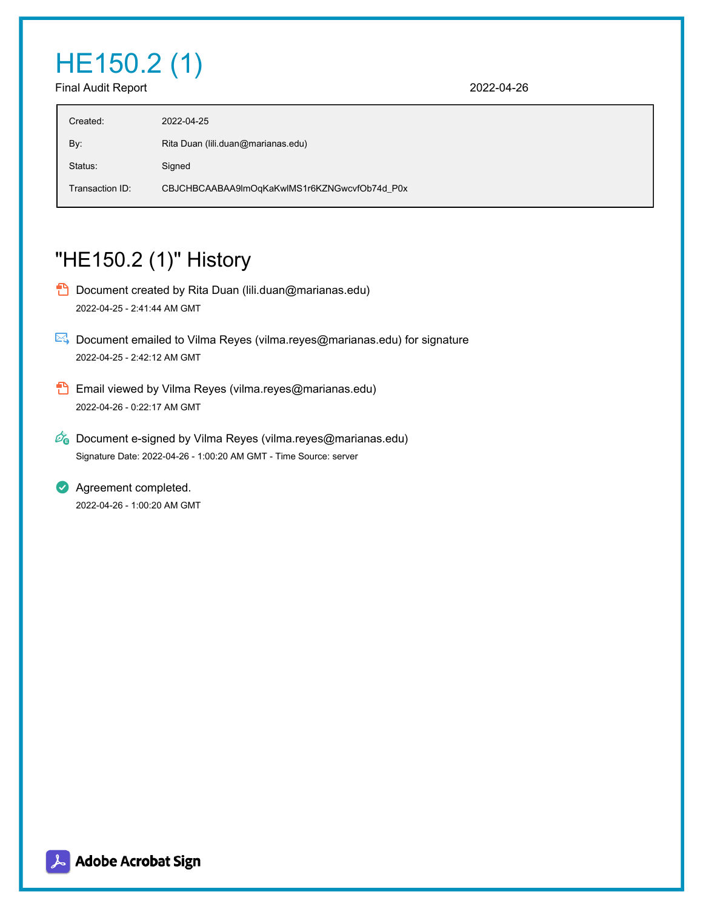# HE150.2 (1)

Final Audit Report 2022-04-26

| | |
|---|---|
| Created: | 2022-04-25 |
| By: | Rita Duan (lili.duan@marianas.edu) |
| Status: | Signed |
| Transaction ID: | CBJCHBCAABAA9lmOqKaKwlMS1r6KZNGwcvfOb74d_P0x |

## "HE150.2 (1)" History

- Document created by Rita Duan (lili.duan@marianas.edu)
  2022-04-25 - 2:41:44 AM GMT

- Document emailed to Vilma Reyes (vilma.reyes@marianas.edu) for signature
  2022-04-25 - 2:42:12 AM GMT

- Email viewed by Vilma Reyes (vilma.reyes@marianas.edu)
  2022-04-26 - 0:22:17 AM GMT

- Document e-signed by Vilma Reyes (vilma.reyes@marianas.edu)
  Signature Date: 2022-04-26 - 1:00:20 AM GMT - Time Source: server

- Agreement completed.
  2022-04-26 - 1:00:20 AM GMT

Adobe Acrobat Sign